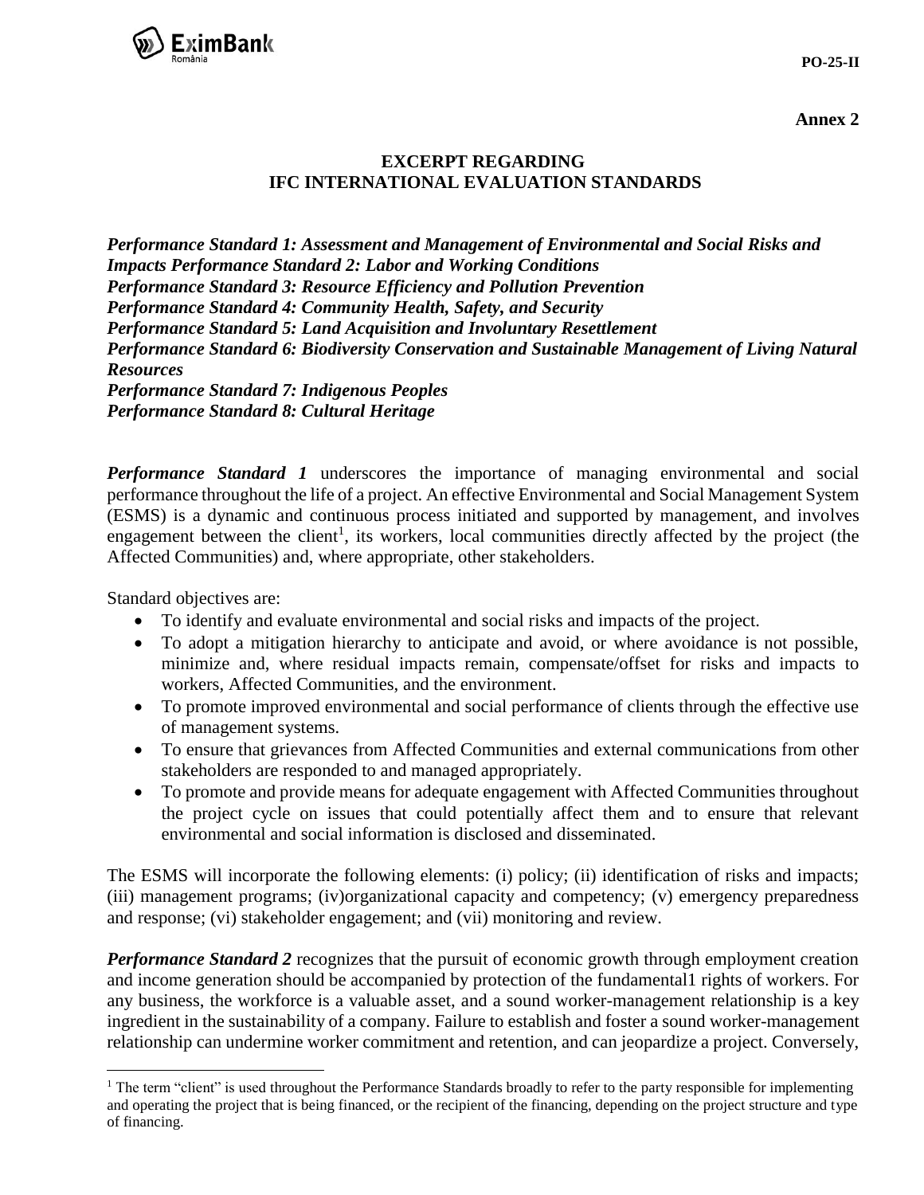**Annex 2**

## EXCERPT REGARDING IFC INTERNATIONAL EVALUATION STANDARDS

***Performance Standard 1: Assessment and Management of Environmental and Social Risks and Impacts Performance Standard 2: Labor and Working Conditions***
***Performance Standard 3: Resource Efficiency and Pollution Prevention***
***Performance Standard 4: Community Health, Safety, and Security***
***Performance Standard 5: Land Acquisition and Involuntary Resettlement***
***Performance Standard 6: Biodiversity Conservation and Sustainable Management of Living Natural Resources***
***Performance Standard 7: Indigenous Peoples***
***Performance Standard 8: Cultural Heritage***

***Performance Standard 1*** underscores the importance of managing environmental and social performance throughout the life of a project. An effective Environmental and Social Management System (ESMS) is a dynamic and continuous process initiated and supported by management, and involves engagement between the client[1], its workers, local communities directly affected by the project (the Affected Communities) and, where appropriate, other stakeholders.

Standard objectives are:

- To identify and evaluate environmental and social risks and impacts of the project.
- To adopt a mitigation hierarchy to anticipate and avoid, or where avoidance is not possible, minimize and, where residual impacts remain, compensate/offset for risks and impacts to workers, Affected Communities, and the environment.
- To promote improved environmental and social performance of clients through the effective use of management systems.
- To ensure that grievances from Affected Communities and external communications from other stakeholders are responded to and managed appropriately.
- To promote and provide means for adequate engagement with Affected Communities throughout the project cycle on issues that could potentially affect them and to ensure that relevant environmental and social information is disclosed and disseminated.

The ESMS will incorporate the following elements: (i) policy; (ii) identification of risks and impacts; (iii) management programs; (iv)organizational capacity and competency; (v) emergency preparedness and response; (vi) stakeholder engagement; and (vii) monitoring and review.

***Performance Standard 2*** recognizes that the pursuit of economic growth through employment creation and income generation should be accompanied by protection of the fundamental1 rights of workers. For any business, the workforce is a valuable asset, and a sound worker-management relationship is a key ingredient in the sustainability of a company. Failure to establish and foster a sound worker-management relationship can undermine worker commitment and retention, and can jeopardize a project. Conversely,

---

[1] The term "client" is used throughout the Performance Standards broadly to refer to the party responsible for implementing and operating the project that is being financed, or the recipient of the financing, depending on the project structure and type of financing.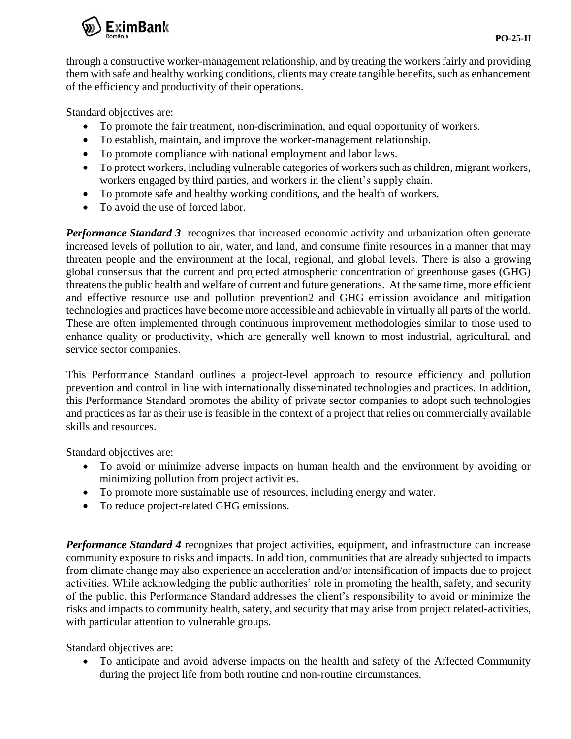through a constructive worker-management relationship, and by treating the workers fairly and providing them with safe and healthy working conditions, clients may create tangible benefits, such as enhancement of the efficiency and productivity of their operations.

Standard objectives are:

- To promote the fair treatment, non-discrimination, and equal opportunity of workers.
- To establish, maintain, and improve the worker-management relationship.
- To promote compliance with national employment and labor laws.
- To protect workers, including vulnerable categories of workers such as children, migrant workers, workers engaged by third parties, and workers in the client's supply chain.
- To promote safe and healthy working conditions, and the health of workers.
- To avoid the use of forced labor.

***Performance Standard 3*** recognizes that increased economic activity and urbanization often generate increased levels of pollution to air, water, and land, and consume finite resources in a manner that may threaten people and the environment at the local, regional, and global levels. There is also a growing global consensus that the current and projected atmospheric concentration of greenhouse gases (GHG) threatens the public health and welfare of current and future generations. At the same time, more efficient and effective resource use and pollution prevention2 and GHG emission avoidance and mitigation technologies and practices have become more accessible and achievable in virtually all parts of the world. These are often implemented through continuous improvement methodologies similar to those used to enhance quality or productivity, which are generally well known to most industrial, agricultural, and service sector companies.

This Performance Standard outlines a project-level approach to resource efficiency and pollution prevention and control in line with internationally disseminated technologies and practices. In addition, this Performance Standard promotes the ability of private sector companies to adopt such technologies and practices as far as their use is feasible in the context of a project that relies on commercially available skills and resources.

Standard objectives are:

- To avoid or minimize adverse impacts on human health and the environment by avoiding or minimizing pollution from project activities.
- To promote more sustainable use of resources, including energy and water.
- To reduce project-related GHG emissions.

***Performance Standard 4*** recognizes that project activities, equipment, and infrastructure can increase community exposure to risks and impacts. In addition, communities that are already subjected to impacts from climate change may also experience an acceleration and/or intensification of impacts due to project activities. While acknowledging the public authorities' role in promoting the health, safety, and security of the public, this Performance Standard addresses the client's responsibility to avoid or minimize the risks and impacts to community health, safety, and security that may arise from project related-activities, with particular attention to vulnerable groups.

Standard objectives are:

- To anticipate and avoid adverse impacts on the health and safety of the Affected Community during the project life from both routine and non-routine circumstances.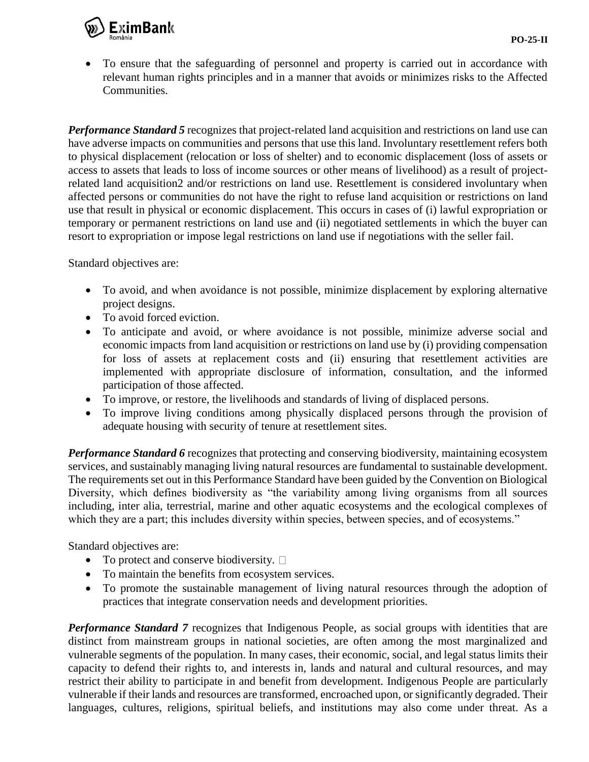- To ensure that the safeguarding of personnel and property is carried out in accordance with relevant human rights principles and in a manner that avoids or minimizes risks to the Affected Communities.

***Performance Standard 5*** recognizes that project-related land acquisition and restrictions on land use can have adverse impacts on communities and persons that use this land. Involuntary resettlement refers both to physical displacement (relocation or loss of shelter) and to economic displacement (loss of assets or access to assets that leads to loss of income sources or other means of livelihood) as a result of project-related land acquisition2 and/or restrictions on land use. Resettlement is considered involuntary when affected persons or communities do not have the right to refuse land acquisition or restrictions on land use that result in physical or economic displacement. This occurs in cases of (i) lawful expropriation or temporary or permanent restrictions on land use and (ii) negotiated settlements in which the buyer can resort to expropriation or impose legal restrictions on land use if negotiations with the seller fail.

Standard objectives are:

- To avoid, and when avoidance is not possible, minimize displacement by exploring alternative project designs.
- To avoid forced eviction.
- To anticipate and avoid, or where avoidance is not possible, minimize adverse social and economic impacts from land acquisition or restrictions on land use by (i) providing compensation for loss of assets at replacement costs and (ii) ensuring that resettlement activities are implemented with appropriate disclosure of information, consultation, and the informed participation of those affected.
- To improve, or restore, the livelihoods and standards of living of displaced persons.
- To improve living conditions among physically displaced persons through the provision of adequate housing with security of tenure at resettlement sites.

***Performance Standard 6*** recognizes that protecting and conserving biodiversity, maintaining ecosystem services, and sustainably managing living natural resources are fundamental to sustainable development. The requirements set out in this Performance Standard have been guided by the Convention on Biological Diversity, which defines biodiversity as "the variability among living organisms from all sources including, inter alia, terrestrial, marine and other aquatic ecosystems and the ecological complexes of which they are a part; this includes diversity within species, between species, and of ecosystems."

Standard objectives are:

- To protect and conserve biodiversity. 
- To maintain the benefits from ecosystem services.
- To promote the sustainable management of living natural resources through the adoption of practices that integrate conservation needs and development priorities.

***Performance Standard 7*** recognizes that Indigenous People, as social groups with identities that are distinct from mainstream groups in national societies, are often among the most marginalized and vulnerable segments of the population. In many cases, their economic, social, and legal status limits their capacity to defend their rights to, and interests in, lands and natural and cultural resources, and may restrict their ability to participate in and benefit from development. Indigenous People are particularly vulnerable if their lands and resources are transformed, encroached upon, or significantly degraded. Their languages, cultures, religions, spiritual beliefs, and institutions may also come under threat. As a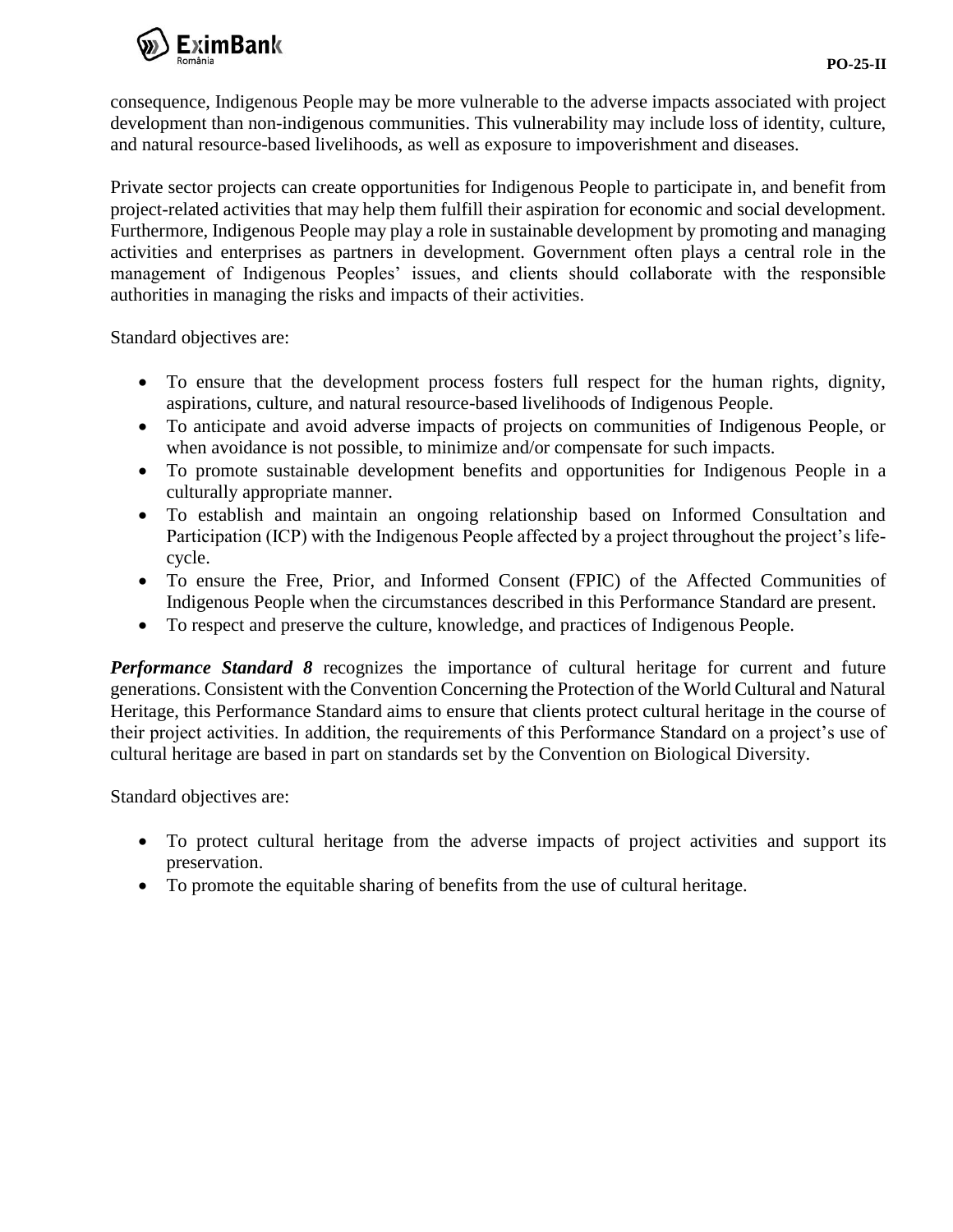consequence, Indigenous People may be more vulnerable to the adverse impacts associated with project development than non-indigenous communities. This vulnerability may include loss of identity, culture, and natural resource-based livelihoods, as well as exposure to impoverishment and diseases.

Private sector projects can create opportunities for Indigenous People to participate in, and benefit from project-related activities that may help them fulfill their aspiration for economic and social development. Furthermore, Indigenous People may play a role in sustainable development by promoting and managing activities and enterprises as partners in development. Government often plays a central role in the management of Indigenous Peoples' issues, and clients should collaborate with the responsible authorities in managing the risks and impacts of their activities.

Standard objectives are:

- To ensure that the development process fosters full respect for the human rights, dignity, aspirations, culture, and natural resource-based livelihoods of Indigenous People.
- To anticipate and avoid adverse impacts of projects on communities of Indigenous People, or when avoidance is not possible, to minimize and/or compensate for such impacts.
- To promote sustainable development benefits and opportunities for Indigenous People in a culturally appropriate manner.
- To establish and maintain an ongoing relationship based on Informed Consultation and Participation (ICP) with the Indigenous People affected by a project throughout the project's life-cycle.
- To ensure the Free, Prior, and Informed Consent (FPIC) of the Affected Communities of Indigenous People when the circumstances described in this Performance Standard are present.
- To respect and preserve the culture, knowledge, and practices of Indigenous People.

***Performance Standard 8*** recognizes the importance of cultural heritage for current and future generations. Consistent with the Convention Concerning the Protection of the World Cultural and Natural Heritage, this Performance Standard aims to ensure that clients protect cultural heritage in the course of their project activities. In addition, the requirements of this Performance Standard on a project's use of cultural heritage are based in part on standards set by the Convention on Biological Diversity.

Standard objectives are:

- To protect cultural heritage from the adverse impacts of project activities and support its preservation.
- To promote the equitable sharing of benefits from the use of cultural heritage.